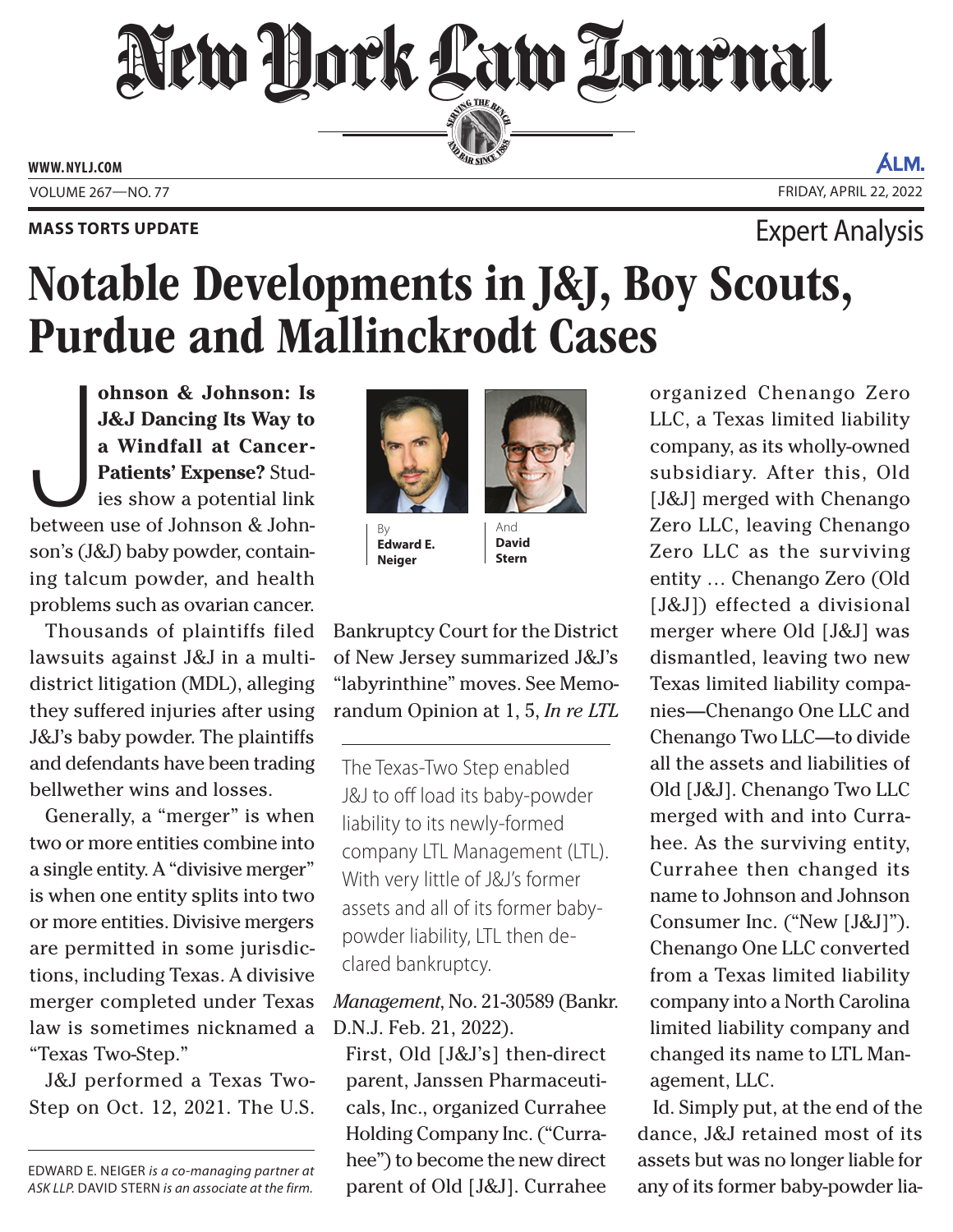MASS TORTS UPDATE

Expert Analysis

# Notable Developments in J&J, Boy Scouts, Purdue and Mallinckrodt Cases

By **Edward E. Neiger** And **David Stern**

**Johnson & Johnson: Is J&J Dancing Its Way to a Windfall at Cancer-Patients' Expense?** Studies show a potential link between use of Johnson & Johnson's (J&J) baby powder, containing talcum powder, and health problems such as ovarian cancer.

Thousands of plaintiffs filed lawsuits against J&J in a multidistrict litigation (MDL), alleging they suffered injuries after using J&J's baby powder. The plaintiffs and defendants have been trading bellwether wins and losses.

Generally, a "merger" is when two or more entities combine into a single entity. A "divisive merger" is when one entity splits into two or more entities. Divisive mergers are permitted in some jurisdictions, including Texas. A divisive merger completed under Texas law is sometimes nicknamed a "Texas Two-Step."

J&J performed a Texas Two-Step on Oct. 12, 2021. The U.S. Bankruptcy Court for the District of New Jersey summarized J&J's "labyrinthine" moves. See Memorandum Opinion at 1, 5, *In re LTL Management*, No. 21-30589 (Bankr. D.N.J. Feb. 21, 2022).

> The Texas-Two Step enabled J&J to off load its baby-powder liability to its newly-formed company LTL Management (LTL). With very little of J&J's former assets and all of its former baby-powder liability, LTL then declared bankruptcy.

> First, Old [J&J's] then-direct parent, Janssen Pharmaceuticals, Inc., organized Currahee Holding Company Inc. ("Currahee") to become the new direct parent of Old [J&J]. Currahee organized Chenango Zero LLC, a Texas limited liability company, as its wholly-owned subsidiary. After this, Old [J&J] merged with Chenango Zero LLC, leaving Chenango Zero LLC as the surviving entity … Chenango Zero (Old [J&J]) effected a divisional merger where Old [J&J] was dismantled, leaving two new Texas limited liability companies—Chenango One LLC and Chenango Two LLC—to divide all the assets and liabilities of Old [J&J]. Chenango Two LLC merged with and into Currahee. As the surviving entity, Currahee then changed its name to Johnson and Johnson Consumer Inc. ("New [J&J]"). Chenango One LLC converted from a Texas limited liability company into a North Carolina limited liability company and changed its name to LTL Management, LLC.

Id. Simply put, at the end of the dance, J&J retained most of its assets but was no longer liable for any of its former baby-powder lia-

EDWARD E. NEIGER *is a co-managing partner at ASK LLP.* DAVID STERN *is an associate at the firm.*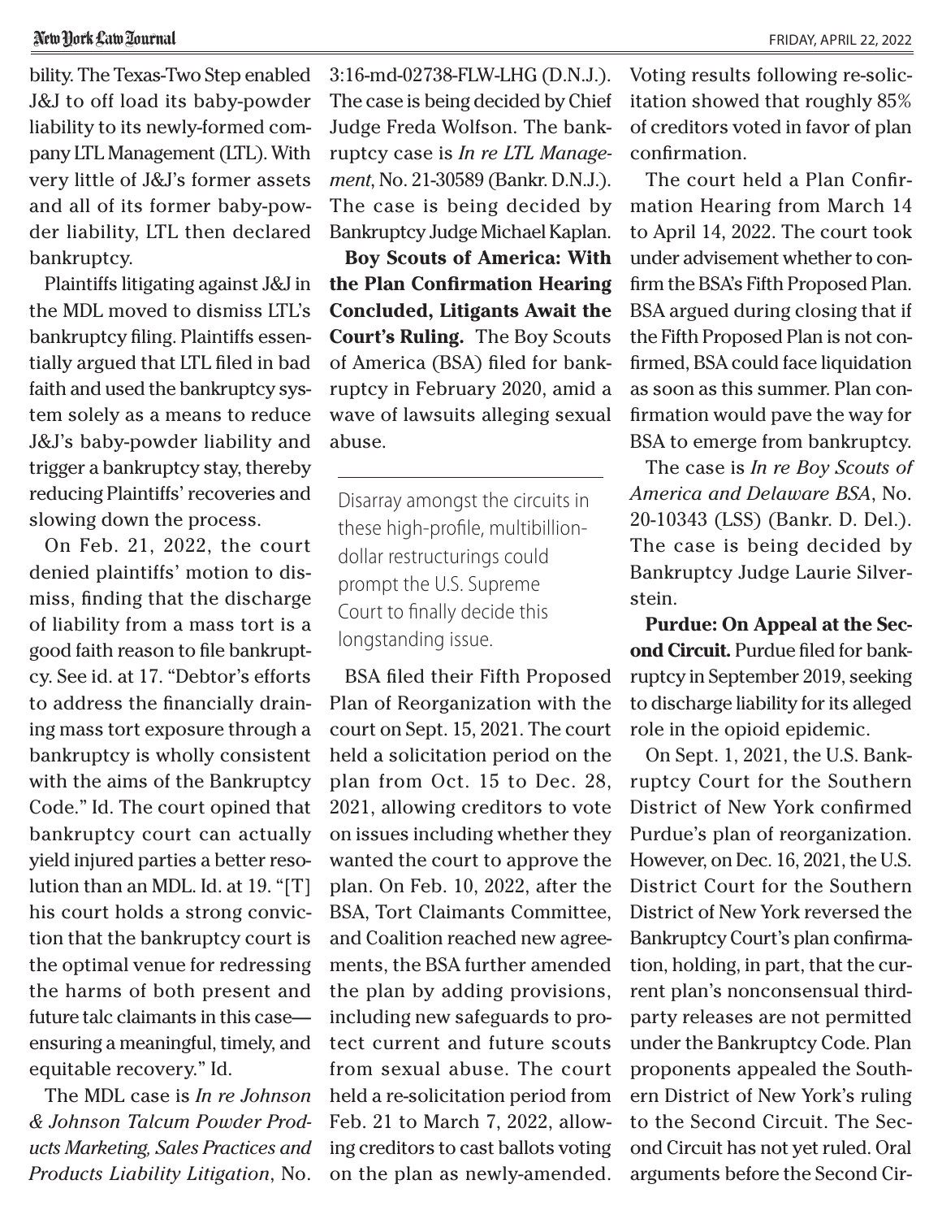bility. The Texas-Two Step enabled J&J to off load its baby-powder liability to its newly-formed company LTL Management (LTL). With very little of J&J's former assets and all of its former baby-powder liability, LTL then declared bankruptcy.

Plaintiffs litigating against J&J in the MDL moved to dismiss LTL's bankruptcy filing. Plaintiffs essentially argued that LTL filed in bad faith and used the bankruptcy system solely as a means to reduce J&J's baby-powder liability and trigger a bankruptcy stay, thereby reducing Plaintiffs' recoveries and slowing down the process.

On Feb. 21, 2022, the court denied plaintiffs' motion to dismiss, finding that the discharge of liability from a mass tort is a good faith reason to file bankruptcy. See id. at 17. "Debtor's efforts to address the financially draining mass tort exposure through a bankruptcy is wholly consistent with the aims of the Bankruptcy Code." Id. The court opined that bankruptcy court can actually yield injured parties a better resolution than an MDL. Id. at 19. "[T]his court holds a strong conviction that the bankruptcy court is the optimal venue for redressing the harms of both present and future talc claimants in this case—ensuring a meaningful, timely, and equitable recovery." Id.

The MDL case is *In re Johnson & Johnson Talcum Powder Products Marketing, Sales Practices and Products Liability Litigation*, No. 3:16-md-02738-FLW-LHG (D.N.J.). The case is being decided by Chief Judge Freda Wolfson. The bankruptcy case is *In re LTL Management*, No. 21-30589 (Bankr. D.N.J.). The case is being decided by Bankruptcy Judge Michael Kaplan.

**Boy Scouts of America: With the Plan Confirmation Hearing Concluded, Litigants Await the Court's Ruling.** The Boy Scouts of America (BSA) filed for bankruptcy in February 2020, amid a wave of lawsuits alleging sexual abuse.

> Disarray amongst the circuits in these high-profile, multibillion-dollar restructurings could prompt the U.S. Supreme Court to finally decide this longstanding issue.

BSA filed their Fifth Proposed Plan of Reorganization with the court on Sept. 15, 2021. The court held a solicitation period on the plan from Oct. 15 to Dec. 28, 2021, allowing creditors to vote on issues including whether they wanted the court to approve the plan. On Feb. 10, 2022, after the BSA, Tort Claimants Committee, and Coalition reached new agreements, the BSA further amended the plan by adding provisions, including new safeguards to protect current and future scouts from sexual abuse. The court held a re-solicitation period from Feb. 21 to March 7, 2022, allowing creditors to cast ballots voting on the plan as newly-amended. Voting results following re-solicitation showed that roughly 85% of creditors voted in favor of plan confirmation.

The court held a Plan Confirmation Hearing from March 14 to April 14, 2022. The court took under advisement whether to confirm the BSA's Fifth Proposed Plan. BSA argued during closing that if the Fifth Proposed Plan is not confirmed, BSA could face liquidation as soon as this summer. Plan confirmation would pave the way for BSA to emerge from bankruptcy.

The case is *In re Boy Scouts of America and Delaware BSA*, No. 20-10343 (LSS) (Bankr. D. Del.). The case is being decided by Bankruptcy Judge Laurie Silverstein.

**Purdue: On Appeal at the Second Circuit.** Purdue filed for bankruptcy in September 2019, seeking to discharge liability for its alleged role in the opioid epidemic.

On Sept. 1, 2021, the U.S. Bankruptcy Court for the Southern District of New York confirmed Purdue's plan of reorganization. However, on Dec. 16, 2021, the U.S. District Court for the Southern District of New York reversed the Bankruptcy Court's plan confirmation, holding, in part, that the current plan's nonconsensual third-party releases are not permitted under the Bankruptcy Code. Plan proponents appealed the Southern District of New York's ruling to the Second Circuit. The Second Circuit has not yet ruled. Oral arguments before the Second Cir-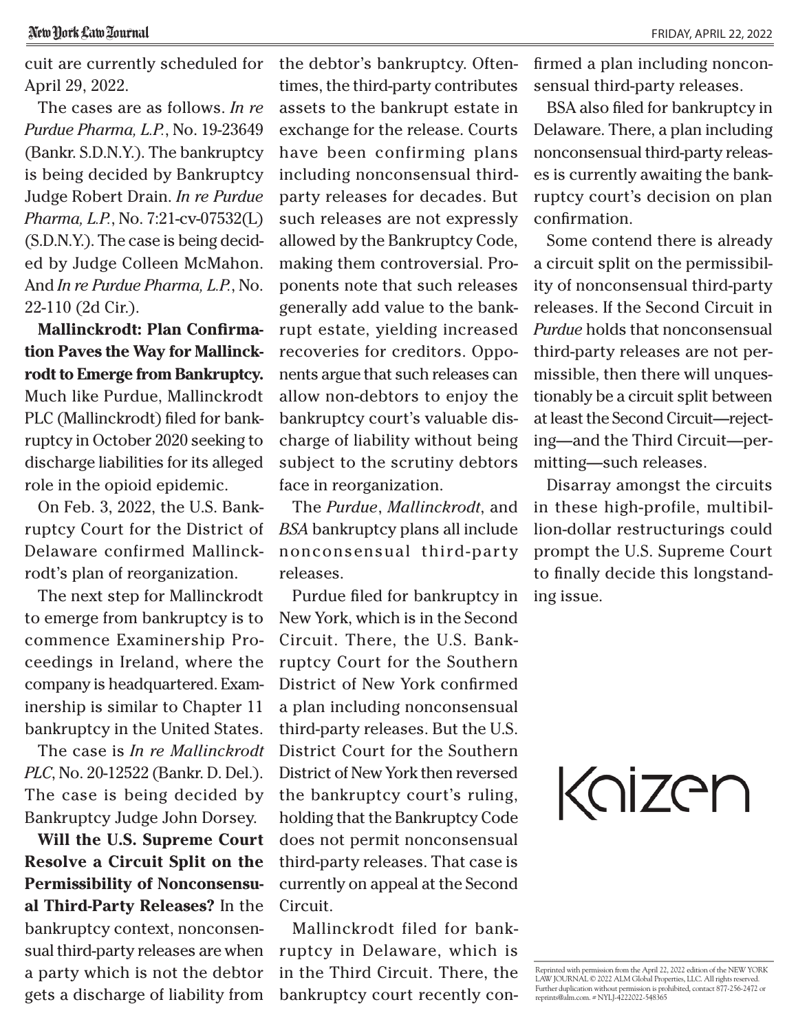cuit are currently scheduled for April 29, 2022.

The cases are as follows. *In re Purdue Pharma, L.P.*, No. 19-23649 (Bankr. S.D.N.Y.). The bankruptcy is being decided by Bankruptcy Judge Robert Drain. *In re Purdue Pharma, L.P.*, No. 7:21-cv-07532(L) (S.D.N.Y.). The case is being decided by Judge Colleen McMahon. And *In re Purdue Pharma, L.P.*, No. 22-110 (2d Cir.).

**Mallinckrodt: Plan Confirmation Paves the Way for Mallinckrodt to Emerge from Bankruptcy.** Much like Purdue, Mallinckrodt PLC (Mallinckrodt) filed for bankruptcy in October 2020 seeking to discharge liabilities for its alleged role in the opioid epidemic.

On Feb. 3, 2022, the U.S. Bankruptcy Court for the District of Delaware confirmed Mallinckrodt's plan of reorganization.

The next step for Mallinckrodt to emerge from bankruptcy is to commence Examinership Proceedings in Ireland, where the company is headquartered. Examinership is similar to Chapter 11 bankruptcy in the United States.

The case is *In re Mallinckrodt PLC*, No. 20-12522 (Bankr. D. Del.). The case is being decided by Bankruptcy Judge John Dorsey.

**Will the U.S. Supreme Court Resolve a Circuit Split on the Permissibility of Nonconsensual Third-Party Releases?** In the bankruptcy context, nonconsensual third-party releases are when a party which is not the debtor gets a discharge of liability from the debtor's bankruptcy. Oftentimes, the third-party contributes assets to the bankrupt estate in exchange for the release. Courts have been confirming plans including nonconsensual third-party releases for decades. But such releases are not expressly allowed by the Bankruptcy Code, making them controversial. Proponents note that such releases generally add value to the bankrupt estate, yielding increased recoveries for creditors. Opponents argue that such releases can allow non-debtors to enjoy the bankruptcy court's valuable discharge of liability without being subject to the scrutiny debtors face in reorganization.

The *Purdue*, *Mallinckrodt*, and *BSA* bankruptcy plans all include nonconsensual third-party releases.

Purdue filed for bankruptcy in New York, which is in the Second Circuit. There, the U.S. Bankruptcy Court for the Southern District of New York confirmed a plan including nonconsensual third-party releases. But the U.S. District Court for the Southern District of New York then reversed the bankruptcy court's ruling, holding that the Bankruptcy Code does not permit nonconsensual third-party releases. That case is currently on appeal at the Second Circuit.

Mallinckrodt filed for bankruptcy in Delaware, which is in the Third Circuit. There, the bankruptcy court recently confirmed a plan including nonconsensual third-party releases.

BSA also filed for bankruptcy in Delaware. There, a plan including nonconsensual third-party releases is currently awaiting the bankruptcy court's decision on plan confirmation.

Some contend there is already a circuit split on the permissibility of nonconsensual third-party releases. If the Second Circuit in *Purdue* holds that nonconsensual third-party releases are not permissible, then there will unquestionably be a circuit split between at least the Second Circuit—rejecting—and the Third Circuit—permitting—such releases.

Disarray amongst the circuits in these high-profile, multibillion-dollar restructurings could prompt the U.S. Supreme Court to finally decide this longstanding issue.

Kaizen

Reprinted with permission from the April 22, 2022 edition of the NEW YORK LAW JOURNAL © 2022 ALM Global Properties, LLC. All rights reserved. Further duplication without permission is prohibited, contact 877-256-2472 or reprints@alm.com. # NYLJ-4222022-548365